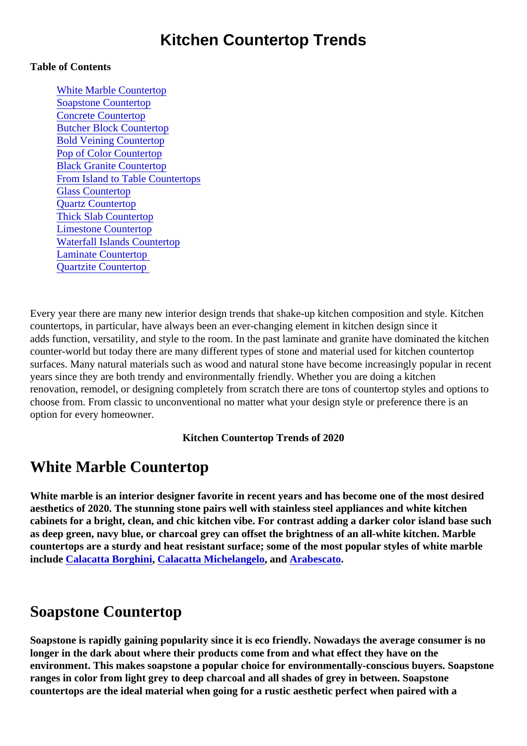# Kitchen Countertop Trends

**Table of Contents**

- White Marble Countertop
- Soapstone Countertop
- Concrete Countertop
- Butcher Block Countertop
- Bold Veining Countertop
- Pop of Color Countertop
- Black Granite Countertop
- From Island to Table Countertops
- Glass Countertop
- Quartz Countertop
- Thick Slab Countertop
- Limestone Countertop
- Waterfall Islands Countertop
- Laminate Countertop
- Quartzite Countertop

Every year there are many new interior design trends that shake-up kitchen composition and style. Kitchen countertops, in particular, have always been an ever-changing element in kitchen design since it adds function, versatility, and style to the room. In the past laminate and granite have dominated the kitchen counter-world but today there are many different types of stone and material used for kitchen countertop surfaces. Many natural materials such as wood and natural stone have become increasingly popular in recent years since they are both trendy and environmentally friendly. Whether you are doing a kitchen renovation, remodel, or designing completely from scratch there are tons of countertop styles and options to choose from. From classic to unconventional no matter what your design style or preference there is an option for every homeowner.

**Kitchen Countertop Trends of 2020**

## White Marble Countertop

**White marble is an interior designer favorite in recent years and has become one of the most desired aesthetics of 2020. The stunning stone pairs well with stainless steel appliances and white kitchen cabinets for a bright, clean, and chic kitchen vibe. For contrast adding a darker color island base such as deep green, navy blue, or charcoal grey can offset the brightness of an all-white kitchen. Marble countertops are a sturdy and heat resistant surface; some of the most popular styles of white marble include Calacatta Borghini, Calacatta Michelangelo, and Arabescato.**

## Soapstone Countertop

**Soapstone is rapidly gaining popularity since it is eco friendly. Nowadays the average consumer is no longer in the dark about where their products come from and what effect they have on the environment. This makes soapstone a popular choice for environmentally-conscious buyers. Soapstone ranges in color from light grey to deep charcoal and all shades of grey in between. Soapstone countertops are the ideal material when going for a rustic aesthetic perfect when paired with a**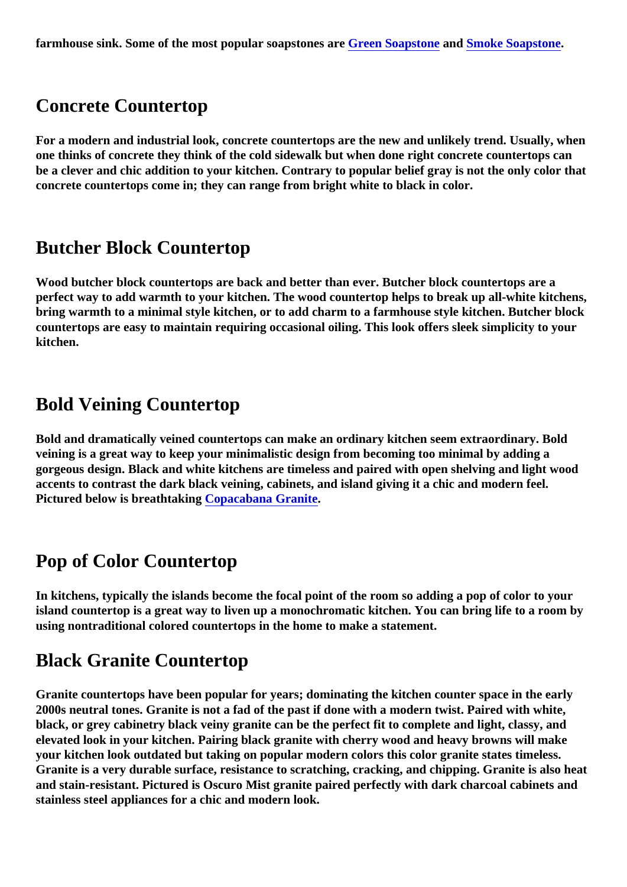farmhouse sink. Some of the most popular soapstones are Green Soapstone and Smoke Soapstone.

## Concrete Countertop

For a modern and industrial look, concrete countertops are the new and unlikely trend. Usually, when one thinks of concrete they think of the cold sidewalk but when done right concrete countertops can be a clever and chic addition to your kitchen. Contrary to popular belief gray is not the only color that concrete countertops come in; they can range from bright white to black in color.

## Butcher Block Countertop

Wood butcher block countertops are back and better than ever. Butcher block countertops are a perfect way to add warmth to your kitchen. The wood countertop helps to break up all-white kitchens, bring warmth to a minimal style kitchen, or to add charm to a farmhouse style kitchen. Butcher block countertops are easy to maintain requiring occasional oiling. This look offers sleek simplicity to your kitchen.

## Bold Veining Countertop

Bold and dramatically veined countertops can make an ordinary kitchen seem extraordinary. Bold veining is a great way to keep your minimalistic design from becoming too minimal by adding a gorgeous design. Black and white kitchens are timeless and paired with open shelving and light wood accents to contrast the dark black veining, cabinets, and island giving it a chic and modern feel. Pictured below is breathtaking Copacabana Granite.

## Pop of Color Countertop

In kitchens, typically the islands become the focal point of the room so adding a pop of color to your island countertop is a great way to liven up a monochromatic kitchen. You can bring life to a room by using nontraditional colored countertops in the home to make a statement.

## Black Granite Countertop

Granite countertops have been popular for years; dominating the kitchen counter space in the early 2000s neutral tones. Granite is not a fad of the past if done with a modern twist. Paired with white, black, or grey cabinetry black veiny granite can be the perfect fit to complete and light, classy, and elevated look in your kitchen. Pairing black granite with cherry wood and heavy browns will make your kitchen look outdated but taking on popular modern colors this color granite states timeless. Granite is a very durable surface, resistance to scratching, cracking, and chipping. Granite is also heat and stain-resistant. Pictured is Oscuro Mist granite paired perfectly with dark charcoal cabinets and stainless steel appliances for a chic and modern look.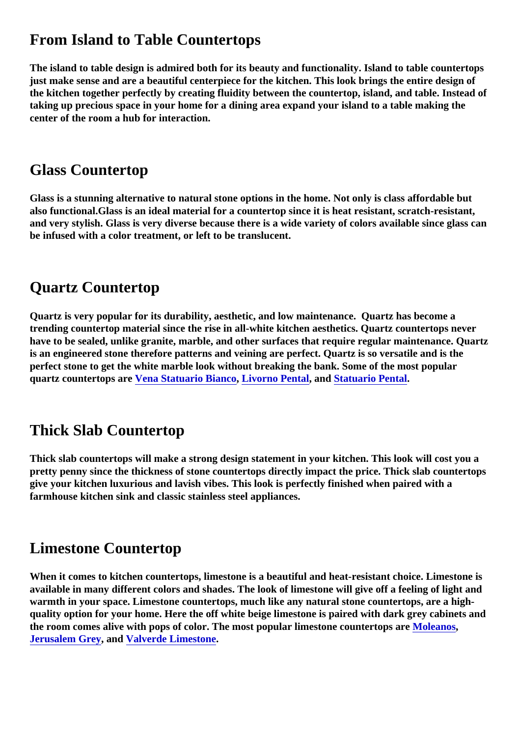## From Island to Table Countertops

**The island to table design is admired both for its beauty and functionality. Island to table countertops just make sense and are a beautiful centerpiece for the kitchen. This look brings the entire design of the kitchen together perfectly by creating fluidity between the countertop, island, and table. Instead of taking up precious space in your home for a dining area expand your island to a table making the center of the room a hub for interaction.**

## Glass Countertop

**Glass is a stunning alternative to natural stone options in the home. Not only is class affordable but also functional.Glass is an ideal material for a countertop since it is heat resistant, scratch-resistant, and very stylish. Glass is very diverse because there is a wide variety of colors available since glass can be infused with a color treatment, or left to be translucent.**

## Quartz Countertop

**Quartz is very popular for its durability, aesthetic, and low maintenance. Quartz has become a trending countertop material since the rise in all-white kitchen aesthetics. Quartz countertops never have to be sealed, unlike granite, marble, and other surfaces that require regular maintenance. Quartz is an engineered stone therefore patterns and veining are perfect. Quartz is so versatile and is the perfect stone to get the white marble look without breaking the bank. Some of the most popular quartz countertops are Vena Statuario Bianco, Livorno Pental, and Statuario Pental.**

## Thick Slab Countertop

**Thick slab countertops will make a strong design statement in your kitchen. This look will cost you a pretty penny since the thickness of stone countertops directly impact the price. Thick slab countertops give your kitchen luxurious and lavish vibes. This look is perfectly finished when paired with a farmhouse kitchen sink and classic stainless steel appliances.**

## Limestone Countertop

**When it comes to kitchen countertops, limestone is a beautiful and heat-resistant choice. Limestone is available in many different colors and shades. The look of limestone will give off a feeling of light and warmth in your space. Limestone countertops, much like any natural stone countertops, are a high-quality option for your home. Here the off white beige limestone is paired with dark grey cabinets and the room comes alive with pops of color. The most popular limestone countertops are Moleanos, Jerusalem Grey, and Valverde Limestone.**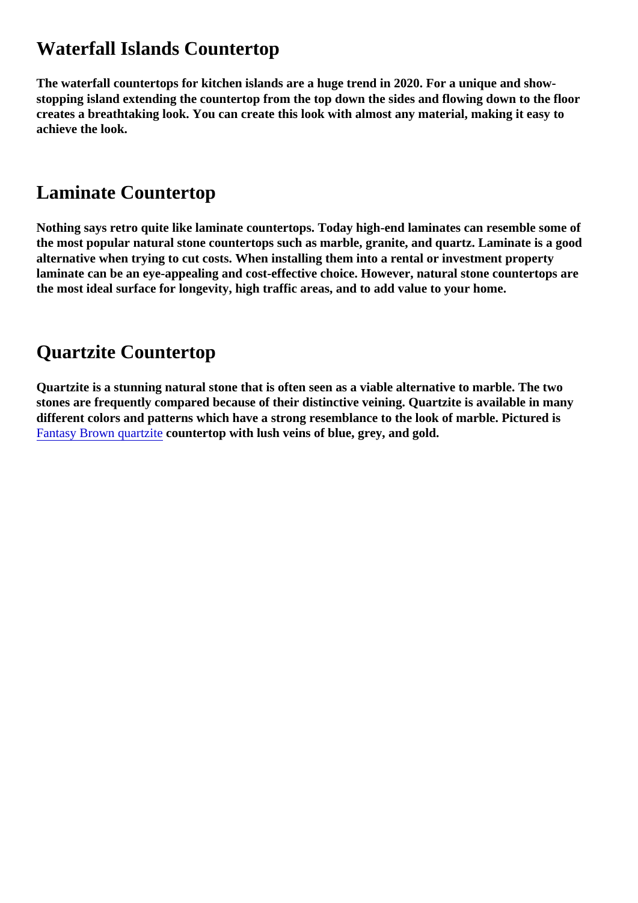## Waterfall Islands Countertop

**The waterfall countertops for kitchen islands are a huge trend in 2020. For a unique and show-stopping island extending the countertop from the top down the sides and flowing down to the floor creates a breathtaking look. You can create this look with almost any material, making it easy to achieve the look.**

## Laminate Countertop

**Nothing says retro quite like laminate countertops. Today high-end laminates can resemble some of the most popular natural stone countertops such as marble, granite, and quartz. Laminate is a good alternative when trying to cut costs. When installing them into a rental or investment property laminate can be an eye-appealing and cost-effective choice. However, natural stone countertops are the most ideal surface for longevity, high traffic areas, and to add value to your home.**

## Quartzite Countertop

**Quartzite is a stunning natural stone that is often seen as a viable alternative to marble. The two stones are frequently compared because of their distinctive veining. Quartzite is available in many different colors and patterns which have a strong resemblance to the look of marble. Pictured is** Fantasy Brown quartzite **countertop with lush veins of blue, grey, and gold.**